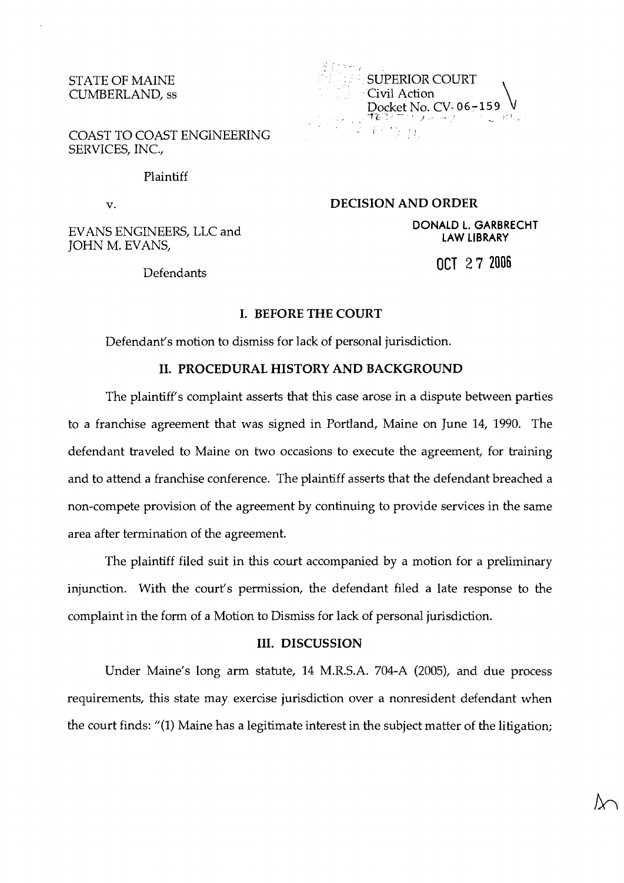STATE OF MAINE
CUMBERLAND, ss

SUPERIOR COURT
Civil Action
Docket No. CV-06-159

COAST TO COAST ENGINEERING SERVICES, INC.,

Plaintiff

v.

EVANS ENGINEERS, LLC and JOHN M. EVANS,

Defendants

**DECISION AND ORDER**

DONALD L. GARBRECHT
LAW LIBRARY

OCT 27 2006

## I. BEFORE THE COURT

Defendant's motion to dismiss for lack of personal jurisdiction.

## II. PROCEDURAL HISTORY AND BACKGROUND

The plaintiff's complaint asserts that this case arose in a dispute between parties to a franchise agreement that was signed in Portland, Maine on June 14, 1990. The defendant traveled to Maine on two occasions to execute the agreement, for training and to attend a franchise conference. The plaintiff asserts that the defendant breached a non-compete provision of the agreement by continuing to provide services in the same area after termination of the agreement.

The plaintiff filed suit in this court accompanied by a motion for a preliminary injunction. With the court's permission, the defendant filed a late response to the complaint in the form of a Motion to Dismiss for lack of personal jurisdiction.

## III. DISCUSSION

Under Maine's long arm statute, 14 M.R.S.A. 704-A (2005), and due process requirements, this state may exercise jurisdiction over a nonresident defendant when the court finds: "(1) Maine has a legitimate interest in the subject matter of the litigation;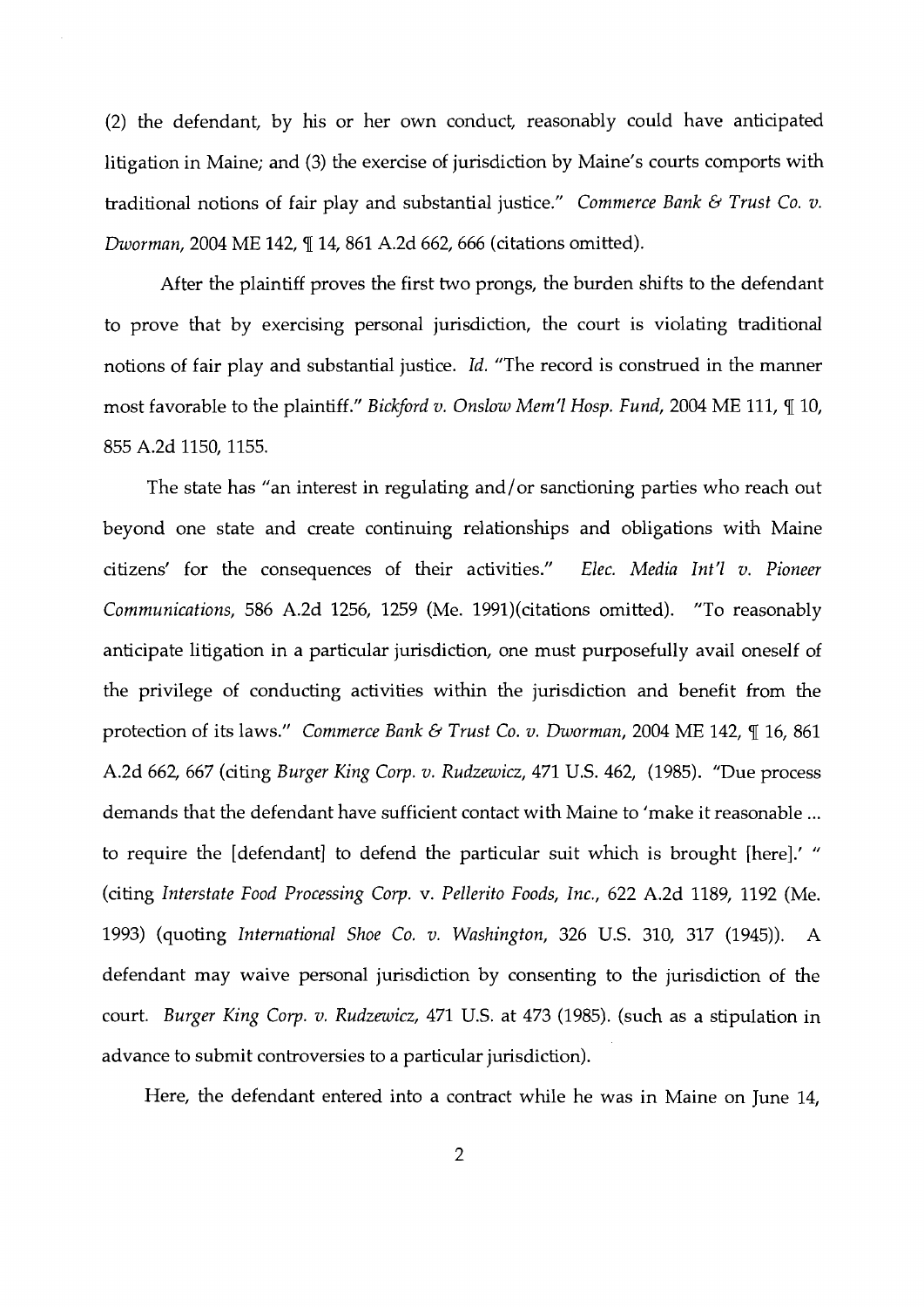(2) the defendant, by his or her own conduct, reasonably could have anticipated litigation in Maine; and (3) the exercise of jurisdiction by Maine's courts comports with traditional notions of fair play and substantial justice." *Commerce Bank & Trust Co. v. Dworman*, 2004 ME 142, ¶ 14, 861 A.2d 662, 666 (citations omitted).

After the plaintiff proves the first two prongs, the burden shifts to the defendant to prove that by exercising personal jurisdiction, the court is violating traditional notions of fair play and substantial justice. *Id.* "The record is construed in the manner most favorable to the plaintiff." *Bickford v. Onslow Mem'l Hosp. Fund*, 2004 ME 111, ¶ 10, 855 A.2d 1150, 1155.

The state has "an interest in regulating and/or sanctioning parties who reach out beyond one state and create continuing relationships and obligations with Maine citizens' for the consequences of their activities." *Elec. Media Int'l v. Pioneer Communications*, 586 A.2d 1256, 1259 (Me. 1991)(citations omitted). "To reasonably anticipate litigation in a particular jurisdiction, one must purposefully avail oneself of the privilege of conducting activities within the jurisdiction and benefit from the protection of its laws." *Commerce Bank & Trust Co. v. Dworman*, 2004 ME 142, ¶ 16, 861 A.2d 662, 667 (citing *Burger King Corp. v. Rudzewicz*, 471 U.S. 462, (1985). "Due process demands that the defendant have sufficient contact with Maine to 'make it reasonable ... to require the [defendant] to defend the particular suit which is brought [here].' " (citing *Interstate Food Processing Corp.* v. *Pellerito Foods, Inc.*, 622 A.2d 1189, 1192 (Me. 1993) (quoting *International Shoe Co. v. Washington*, 326 U.S. 310, 317 (1945)). A defendant may waive personal jurisdiction by consenting to the jurisdiction of the court. *Burger King Corp. v. Rudzewicz*, 471 U.S. at 473 (1985). (such as a stipulation in advance to submit controversies to a particular jurisdiction).

Here, the defendant entered into a contract while he was in Maine on June 14,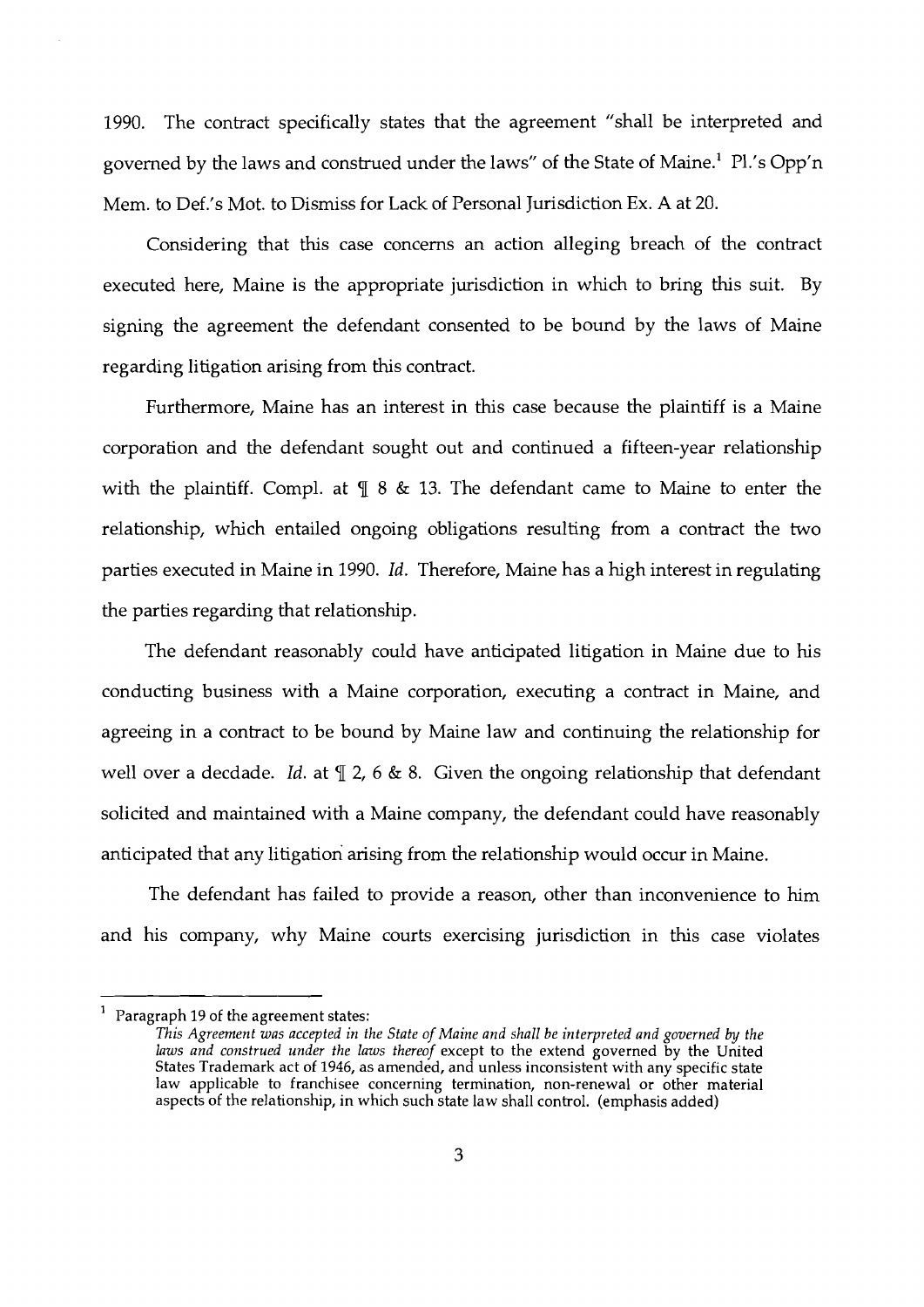1990. The contract specifically states that the agreement "shall be interpreted and governed by the laws and construed under the laws" of the State of Maine.[1] Pl.'s Opp'n Mem. to Def.'s Mot. to Dismiss for Lack of Personal Jurisdiction Ex. A at 20.

Considering that this case concerns an action alleging breach of the contract executed here, Maine is the appropriate jurisdiction in which to bring this suit. By signing the agreement the defendant consented to be bound by the laws of Maine regarding litigation arising from this contract.

Furthermore, Maine has an interest in this case because the plaintiff is a Maine corporation and the defendant sought out and continued a fifteen-year relationship with the plaintiff. Compl. at ¶ 8 & 13. The defendant came to Maine to enter the relationship, which entailed ongoing obligations resulting from a contract the two parties executed in Maine in 1990. *Id.* Therefore, Maine has a high interest in regulating the parties regarding that relationship.

The defendant reasonably could have anticipated litigation in Maine due to his conducting business with a Maine corporation, executing a contract in Maine, and agreeing in a contract to be bound by Maine law and continuing the relationship for well over a decdade. *Id.* at ¶ 2, 6 & 8. Given the ongoing relationship that defendant solicited and maintained with a Maine company, the defendant could have reasonably anticipated that any litigation arising from the relationship would occur in Maine.

The defendant has failed to provide a reason, other than inconvenience to him and his company, why Maine courts exercising jurisdiction in this case violates

---

[1] Paragraph 19 of the agreement states:

> *This Agreement was accepted in the State of Maine and shall be interpreted and governed by the laws and construed under the laws thereof* except to the extend governed by the United States Trademark act of 1946, as amended, and unless inconsistent with any specific state law applicable to franchisee concerning termination, non-renewal or other material aspects of the relationship, in which such state law shall control. (emphasis added)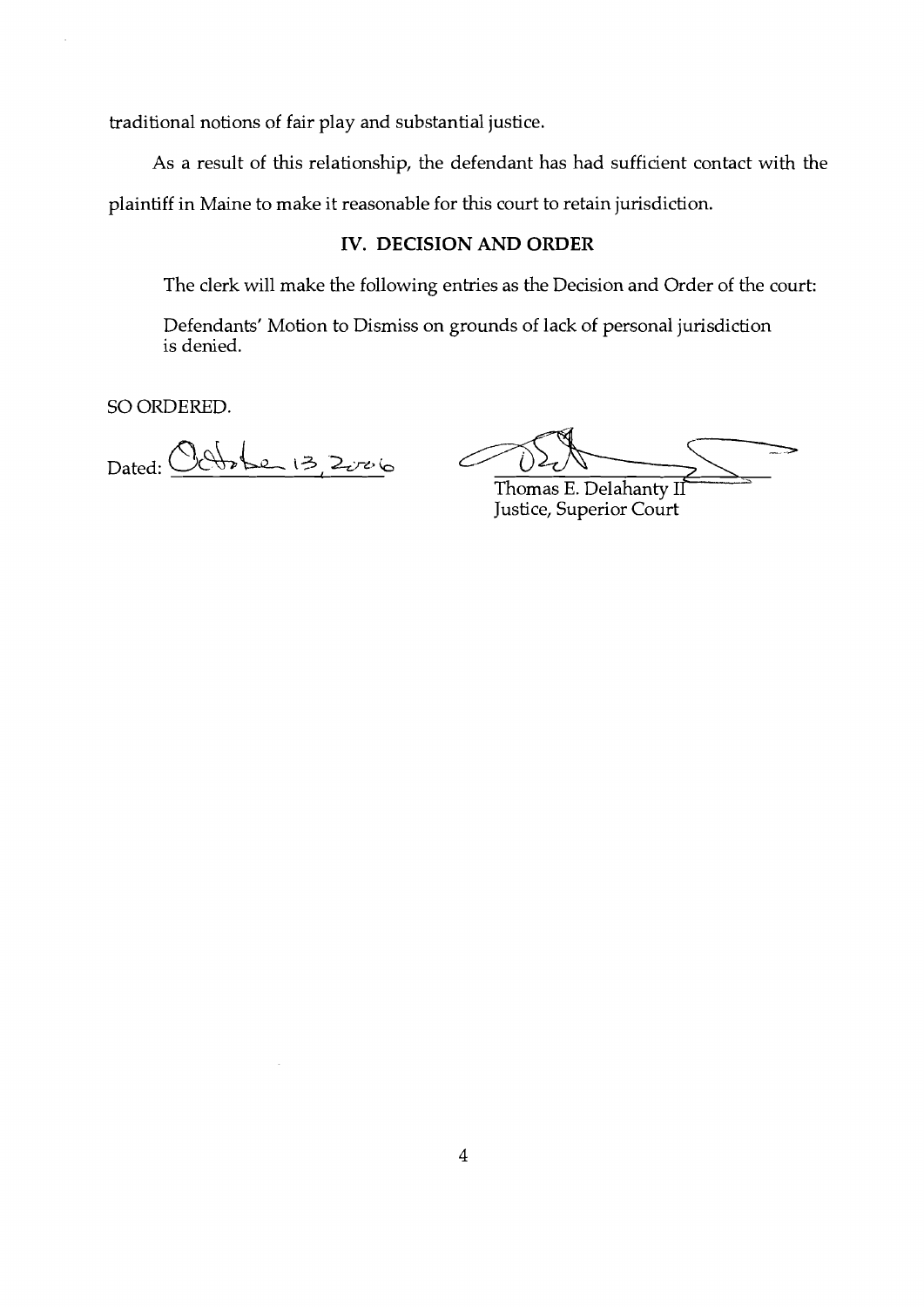traditional notions of fair play and substantial justice.

As a result of this relationship, the defendant has had sufficient contact with the plaintiff in Maine to make it reasonable for this court to retain jurisdiction.

## IV. DECISION AND ORDER

The clerk will make the following entries as the Decision and Order of the court:

Defendants' Motion to Dismiss on grounds of lack of personal jurisdiction is denied.

SO ORDERED.

Dated: October 13, 2006

Thomas E. Delahanty II
Justice, Superior Court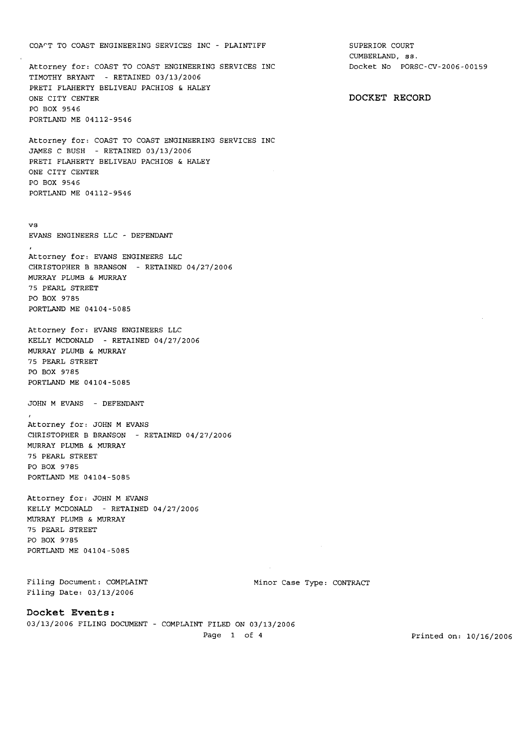COAST TO COAST ENGINEERING SERVICES INC - PLAINTIFF

SUPERIOR COURT
CUMBERLAND, ss.
Docket No PORSC-CV-2006-00159

**DOCKET RECORD**

Attorney for: COAST TO COAST ENGINEERING SERVICES INC
TIMOTHY BRYANT - RETAINED 03/13/2006
PRETI FLAHERTY BELIVEAU PACHIOS & HALEY
ONE CITY CENTER
PO BOX 9546
PORTLAND ME 04112-9546

Attorney for: COAST TO COAST ENGINEERING SERVICES INC
JAMES C BUSH - RETAINED 03/13/2006
PRETI FLAHERTY BELIVEAU PACHIOS & HALEY
ONE CITY CENTER
PO BOX 9546
PORTLAND ME 04112-9546

vs

EVANS ENGINEERS LLC - DEFENDANT
,

Attorney for: EVANS ENGINEERS LLC
CHRISTOPHER B BRANSON - RETAINED 04/27/2006
MURRAY PLUMB & MURRAY
75 PEARL STREET
PO BOX 9785
PORTLAND ME 04104-5085

Attorney for: EVANS ENGINEERS LLC
KELLY MCDONALD - RETAINED 04/27/2006
MURRAY PLUMB & MURRAY
75 PEARL STREET
PO BOX 9785
PORTLAND ME 04104-5085

JOHN M EVANS - DEFENDANT
,

Attorney for: JOHN M EVANS
CHRISTOPHER B BRANSON - RETAINED 04/27/2006
MURRAY PLUMB & MURRAY
75 PEARL STREET
PO BOX 9785
PORTLAND ME 04104-5085

Attorney for: JOHN M EVANS
KELLY MCDONALD - RETAINED 04/27/2006
MURRAY PLUMB & MURRAY
75 PEARL STREET
PO BOX 9785
PORTLAND ME 04104-5085

Filing Document: COMPLAINT
Filing Date: 03/13/2006

Minor Case Type: CONTRACT

**Docket Events:**

03/13/2006 FILING DOCUMENT - COMPLAINT FILED ON 03/13/2006

Printed on: 10/16/2006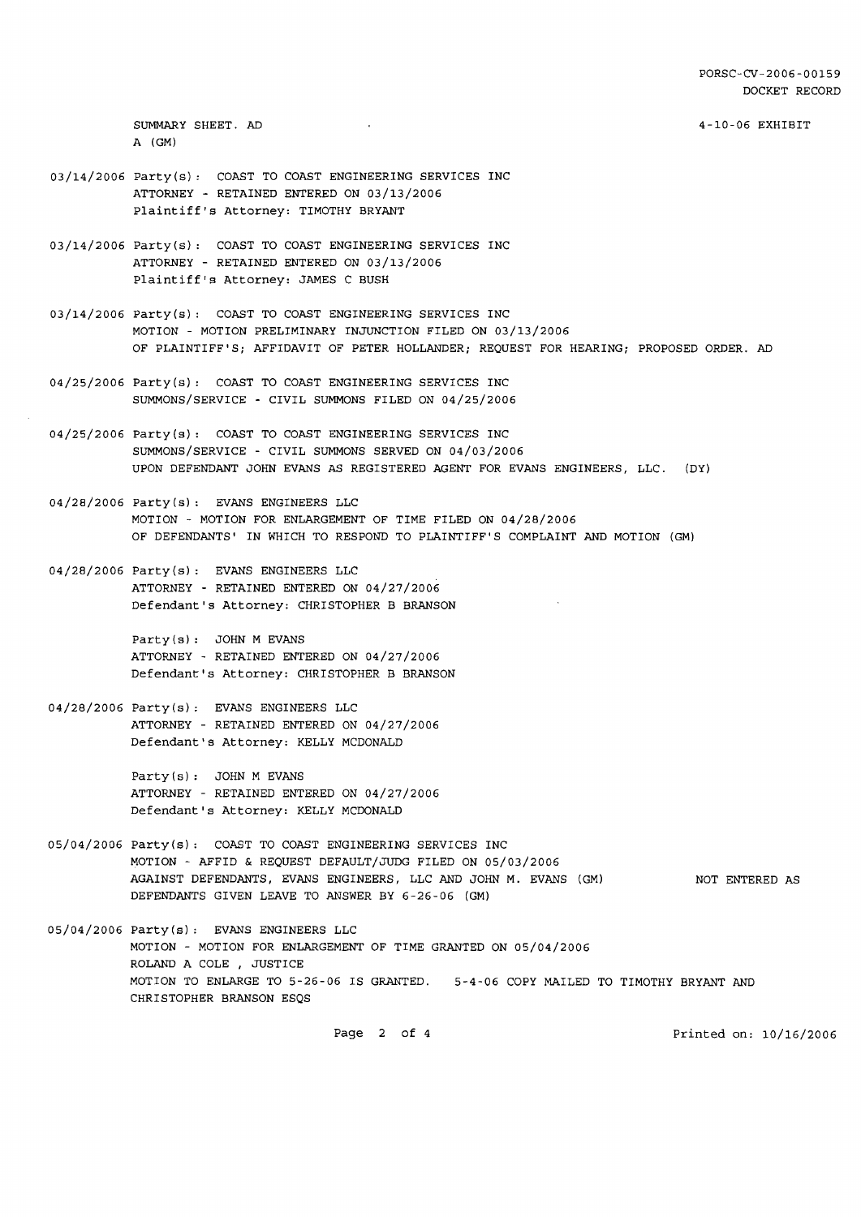PORSC-CV-2006-00159
DOCKET RECORD

SUMMARY SHEET. AD 4-10-06 EXHIBIT
A (GM)

03/14/2006 Party(s): COAST TO COAST ENGINEERING SERVICES INC
ATTORNEY - RETAINED ENTERED ON 03/13/2006
Plaintiff's Attorney: TIMOTHY BRYANT

03/14/2006 Party(s): COAST TO COAST ENGINEERING SERVICES INC
ATTORNEY - RETAINED ENTERED ON 03/13/2006
Plaintiff's Attorney: JAMES C BUSH

03/14/2006 Party(s): COAST TO COAST ENGINEERING SERVICES INC
MOTION - MOTION PRELIMINARY INJUNCTION FILED ON 03/13/2006
OF PLAINTIFF'S; AFFIDAVIT OF PETER HOLLANDER; REQUEST FOR HEARING; PROPOSED ORDER. AD

04/25/2006 Party(s): COAST TO COAST ENGINEERING SERVICES INC
SUMMONS/SERVICE - CIVIL SUMMONS FILED ON 04/25/2006

04/25/2006 Party(s): COAST TO COAST ENGINEERING SERVICES INC
SUMMONS/SERVICE - CIVIL SUMMONS SERVED ON 04/03/2006
UPON DEFENDANT JOHN EVANS AS REGISTERED AGENT FOR EVANS ENGINEERS, LLC. (DY)

04/28/2006 Party(s): EVANS ENGINEERS LLC
MOTION - MOTION FOR ENLARGEMENT OF TIME FILED ON 04/28/2006
OF DEFENDANTS' IN WHICH TO RESPOND TO PLAINTIFF'S COMPLAINT AND MOTION (GM)

04/28/2006 Party(s): EVANS ENGINEERS LLC
ATTORNEY - RETAINED ENTERED ON 04/27/2006
Defendant's Attorney: CHRISTOPHER B BRANSON

Party(s): JOHN M EVANS
ATTORNEY - RETAINED ENTERED ON 04/27/2006
Defendant's Attorney: CHRISTOPHER B BRANSON

04/28/2006 Party(s): EVANS ENGINEERS LLC
ATTORNEY - RETAINED ENTERED ON 04/27/2006
Defendant's Attorney: KELLY MCDONALD

Party(s): JOHN M EVANS
ATTORNEY - RETAINED ENTERED ON 04/27/2006
Defendant's Attorney: KELLY MCDONALD

05/04/2006 Party(s): COAST TO COAST ENGINEERING SERVICES INC
MOTION - AFFID & REQUEST DEFAULT/JUDG FILED ON 05/03/2006
AGAINST DEFENDANTS, EVANS ENGINEERS, LLC AND JOHN M. EVANS (GM) NOT ENTERED AS
DEFENDANTS GIVEN LEAVE TO ANSWER BY 6-26-06 (GM)

05/04/2006 Party(s): EVANS ENGINEERS LLC
MOTION - MOTION FOR ENLARGEMENT OF TIME GRANTED ON 05/04/2006
ROLAND A COLE , JUSTICE
MOTION TO ENLARGE TO 5-26-06 IS GRANTED. 5-4-06 COPY MAILED TO TIMOTHY BRYANT AND
CHRISTOPHER BRANSON ESQS

Printed on: 10/16/2006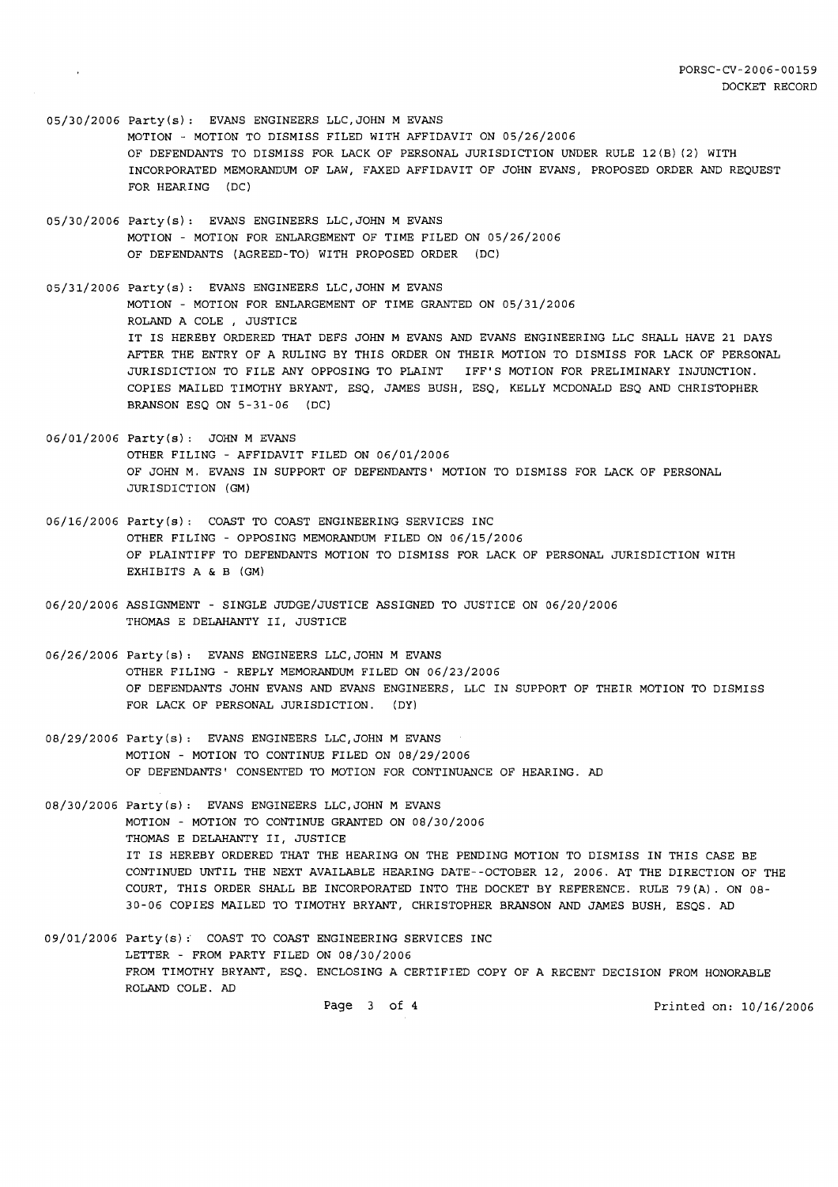05/30/2006 Party(s): EVANS ENGINEERS LLC, JOHN M EVANS
MOTION - MOTION TO DISMISS FILED WITH AFFIDAVIT ON 05/26/2006
OF DEFENDANTS TO DISMISS FOR LACK OF PERSONAL JURISDICTION UNDER RULE 12(B)(2) WITH INCORPORATED MEMORANDUM OF LAW, FAXED AFFIDAVIT OF JOHN EVANS, PROPOSED ORDER AND REQUEST FOR HEARING (DC)

05/30/2006 Party(s): EVANS ENGINEERS LLC, JOHN M EVANS
MOTION - MOTION FOR ENLARGEMENT OF TIME FILED ON 05/26/2006
OF DEFENDANTS (AGREED-TO) WITH PROPOSED ORDER (DC)

05/31/2006 Party(s): EVANS ENGINEERS LLC, JOHN M EVANS
MOTION - MOTION FOR ENLARGEMENT OF TIME GRANTED ON 05/31/2006
ROLAND A COLE , JUSTICE
IT IS HEREBY ORDERED THAT DEFS JOHN M EVANS AND EVANS ENGINEERING LLC SHALL HAVE 21 DAYS AFTER THE ENTRY OF A RULING BY THIS ORDER ON THEIR MOTION TO DISMISS FOR LACK OF PERSONAL JURISDICTION TO FILE ANY OPPOSING TO PLAINT IFF'S MOTION FOR PRELIMINARY INJUNCTION. COPIES MAILED TIMOTHY BRYANT, ESQ, JAMES BUSH, ESQ, KELLY MCDONALD ESQ AND CHRISTOPHER BRANSON ESQ ON 5-31-06 (DC)

06/01/2006 Party(s): JOHN M EVANS
OTHER FILING - AFFIDAVIT FILED ON 06/01/2006
OF JOHN M. EVANS IN SUPPORT OF DEFENDANTS' MOTION TO DISMISS FOR LACK OF PERSONAL JURISDICTION (GM)

06/16/2006 Party(s): COAST TO COAST ENGINEERING SERVICES INC
OTHER FILING - OPPOSING MEMORANDUM FILED ON 06/15/2006
OF PLAINTIFF TO DEFENDANTS MOTION TO DISMISS FOR LACK OF PERSONAL JURISDICTION WITH EXHIBITS A & B (GM)

06/20/2006 ASSIGNMENT - SINGLE JUDGE/JUSTICE ASSIGNED TO JUSTICE ON 06/20/2006
THOMAS E DELAHANTY II, JUSTICE

06/26/2006 Party(s): EVANS ENGINEERS LLC, JOHN M EVANS
OTHER FILING - REPLY MEMORANDUM FILED ON 06/23/2006
OF DEFENDANTS JOHN EVANS AND EVANS ENGINEERS, LLC IN SUPPORT OF THEIR MOTION TO DISMISS FOR LACK OF PERSONAL JURISDICTION. (DY)

08/29/2006 Party(s): EVANS ENGINEERS LLC, JOHN M EVANS
MOTION - MOTION TO CONTINUE FILED ON 08/29/2006
OF DEFENDANTS' CONSENTED TO MOTION FOR CONTINUANCE OF HEARING. AD

08/30/2006 Party(s): EVANS ENGINEERS LLC, JOHN M EVANS
MOTION - MOTION TO CONTINUE GRANTED ON 08/30/2006
THOMAS E DELAHANTY II, JUSTICE
IT IS HEREBY ORDERED THAT THE HEARING ON THE PENDING MOTION TO DISMISS IN THIS CASE BE CONTINUED UNTIL THE NEXT AVAILABLE HEARING DATE--OCTOBER 12, 2006. AT THE DIRECTION OF THE COURT, THIS ORDER SHALL BE INCORPORATED INTO THE DOCKET BY REFERENCE. RULE 79(A). ON 08-30-06 COPIES MAILED TO TIMOTHY BRYANT, CHRISTOPHER BRANSON AND JAMES BUSH, ESQS. AD

09/01/2006 Party(s): COAST TO COAST ENGINEERING SERVICES INC
LETTER - FROM PARTY FILED ON 08/30/2006
FROM TIMOTHY BRYANT, ESQ. ENCLOSING A CERTIFIED COPY OF A RECENT DECISION FROM HONORABLE ROLAND COLE. AD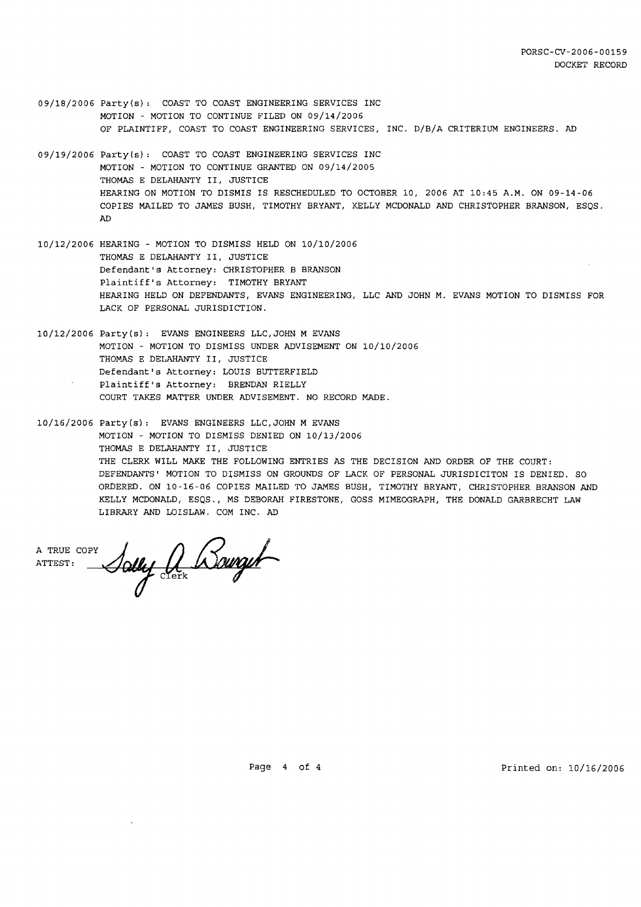PORSC-CV-2006-00159
DOCKET RECORD

09/18/2006 Party(s): COAST TO COAST ENGINEERING SERVICES INC
MOTION - MOTION TO CONTINUE FILED ON 09/14/2006
OF PLAINTIFF, COAST TO COAST ENGINEERING SERVICES, INC. D/B/A CRITERIUM ENGINEERS. AD

09/19/2006 Party(s): COAST TO COAST ENGINEERING SERVICES INC
MOTION - MOTION TO CONTINUE GRANTED ON 09/14/2005
THOMAS E DELAHANTY II, JUSTICE
HEARING ON MOTION TO DISMIS IS RESCHEDULED TO OCTOBER 10, 2006 AT 10:45 A.M. ON 09-14-06
COPIES MAILED TO JAMES BUSH, TIMOTHY BRYANT, KELLY MCDONALD AND CHRISTOPHER BRANSON, ESQS.
AD

10/12/2006 HEARING - MOTION TO DISMISS HELD ON 10/10/2006
THOMAS E DELAHANTY II, JUSTICE
Defendant's Attorney: CHRISTOPHER B BRANSON
Plaintiff's Attorney: TIMOTHY BRYANT
HEARING HELD ON DEFENDANTS, EVANS ENGINEERING, LLC AND JOHN M. EVANS MOTION TO DISMISS FOR LACK OF PERSONAL JURISDICTION.

10/12/2006 Party(s): EVANS ENGINEERS LLC,JOHN M EVANS
MOTION - MOTION TO DISMISS UNDER ADVISEMENT ON 10/10/2006
THOMAS E DELAHANTY II, JUSTICE
Defendant's Attorney: LOUIS BUTTERFIELD
Plaintiff's Attorney: BRENDAN RIELLY
COURT TAKES MATTER UNDER ADVISEMENT. NO RECORD MADE.

10/16/2006 Party(s): EVANS ENGINEERS LLC,JOHN M EVANS
MOTION - MOTION TO DISMISS DENIED ON 10/13/2006
THOMAS E DELAHANTY II, JUSTICE
THE CLERK WILL MAKE THE FOLLOWING ENTRIES AS THE DECISION AND ORDER OF THE COURT:
DEFENDANTS' MOTION TO DISMISS ON GROUNDS OF LACK OF PERSONAL JURISDICITON IS DENIED. SO ORDERED. ON 10-16-06 COPIES MAILED TO JAMES BUSH, TIMOTHY BRYANT, CHRISTOPHER BRANSON AND KELLY MCDONALD, ESQS., MS DEBORAH FIRESTONE, GOSS MIMEOGRAPH, THE DONALD GARBRECHT LAW LIBRARY AND LOISLAW. COM INC. AD

A TRUE COPY
ATTEST: Sally A. Bourget
Clerk

Printed on: 10/16/2006